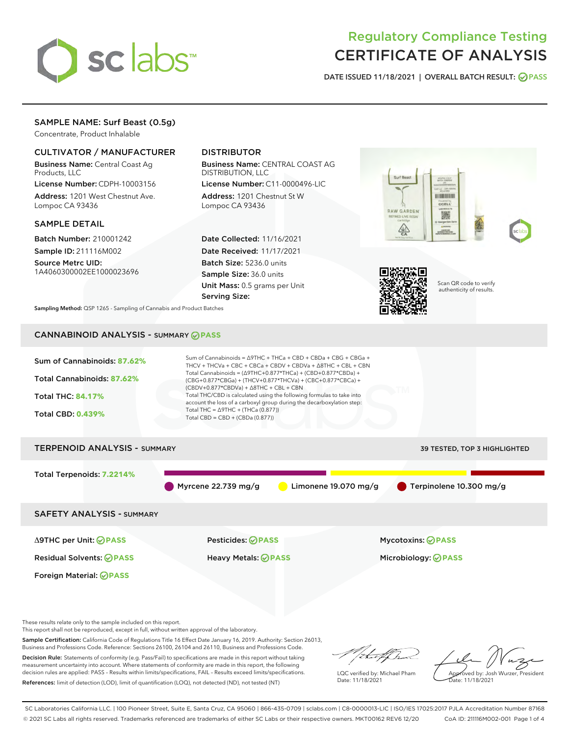# Regulatory Compliance Testing
# CERTIFICATE OF ANALYSIS

DATE ISSUED 11/18/2021 | OVERALL BATCH RESULT: PASS

## SAMPLE NAME: Surf Beast (0.5g)

Concentrate, Product Inhalable

### CULTIVATOR / MANUFACTURER

**Business Name:** Central Coast Ag Products, LLC

**License Number:** CDPH-10003156

**Address:** 1201 West Chestnut Ave. Lompoc CA 93436

### DISTRIBUTOR

**Business Name:** CENTRAL COAST AG DISTRIBUTION, LLC

**License Number:** C11-0000496-LIC

**Address:** 1201 Chestnut St W Lompoc CA 93436

### SAMPLE DETAIL

**Batch Number:** 210001242

**Sample ID:** 211116M002

**Source Metrc UID:** 1A4060300002EE1000023696

**Date Collected:** 11/16/2021

**Date Received:** 11/17/2021

**Batch Size:** 5236.0 units

**Sample Size:** 36.0 units

**Unit Mass:** 0.5 grams per Unit

**Serving Size:**

Scan QR code to verify authenticity of results.

**Sampling Method:** QSP 1265 - Sampling of Cannabis and Product Batches

## CANNABINOID ANALYSIS - SUMMARY PASS

Sum of Cannabinoids: **87.62%**

Total Cannabinoids: **87.62%**

Total THC: **84.17%**

Total CBD: **0.439%**

Sum of Cannabinoids = Δ9THC + THCa + CBD + CBDa + CBG + CBGa + THCV + THCVa + CBC + CBCa + CBDV + CBDVa + Δ8THC + CBL + CBN

Total Cannabinoids = (Δ9THC+0.877*THCa) + (CBD+0.877*CBDa) + (CBG+0.877*CBGa) + (THCV+0.877*THCVa) + (CBC+0.877*CBCa) + (CBDV+0.877*CBDVa) + Δ8THC + CBL + CBN

Total THC/CBD is calculated using the following formulas to take into account the loss of a carboxyl group during the decarboxylation step:

Total THC = Δ9THC + (THCa (0.877))

Total CBD = CBD + (CBDa (0.877))

## TERPENOID ANALYSIS - SUMMARY

39 TESTED, TOP 3 HIGHLIGHTED

Total Terpenoids: **7.2214%**

Myrcene 22.739 mg/g

Limonene 19.070 mg/g

Terpinolene 10.300 mg/g

## SAFETY ANALYSIS - SUMMARY

| | | |
|---|---|---|
| Δ9THC per Unit: PASS | Pesticides: PASS | Mycotoxins: PASS |
| Residual Solvents: PASS | Heavy Metals: PASS | Microbiology: PASS |
| Foreign Material: PASS | | |

These results relate only to the sample included on this report.
This report shall not be reproduced, except in full, without written approval of the laboratory.

**Sample Certification:** California Code of Regulations Title 16 Effect Date January 16, 2019. Authority: Section 26013, Business and Professions Code. Reference: Sections 26100, 26104 and 26110, Business and Professions Code.

**Decision Rule:** Statements of conformity (e.g. Pass/Fail) to specifications are made in this report without taking measurement uncertainty into account. Where statements of conformity are made in this report, the following decision rules are applied: PASS – Results within limits/specifications, FAIL – Results exceed limits/specifications.

**References:** limit of detection (LOD), limit of quantification (LOQ), not detected (ND), not tested (NT)

LQC verified by: Michael Pham
Date: 11/18/2021

Approved by: Josh Wurzer, President
Date: 11/18/2021

SC Laboratories California LLC. | 100 Pioneer Street, Suite E, Santa Cruz, CA 95060 | 866-435-0709 | sclabs.com | C8-0000013-LIC | ISO/IES 17025:2017 PJLA Accreditation Number 87168
© 2021 SC Labs all rights reserved. Trademarks referenced are trademarks of either SC Labs or their respective owners. MKT00162 REV6 12/20 CoA ID: 211116M002-001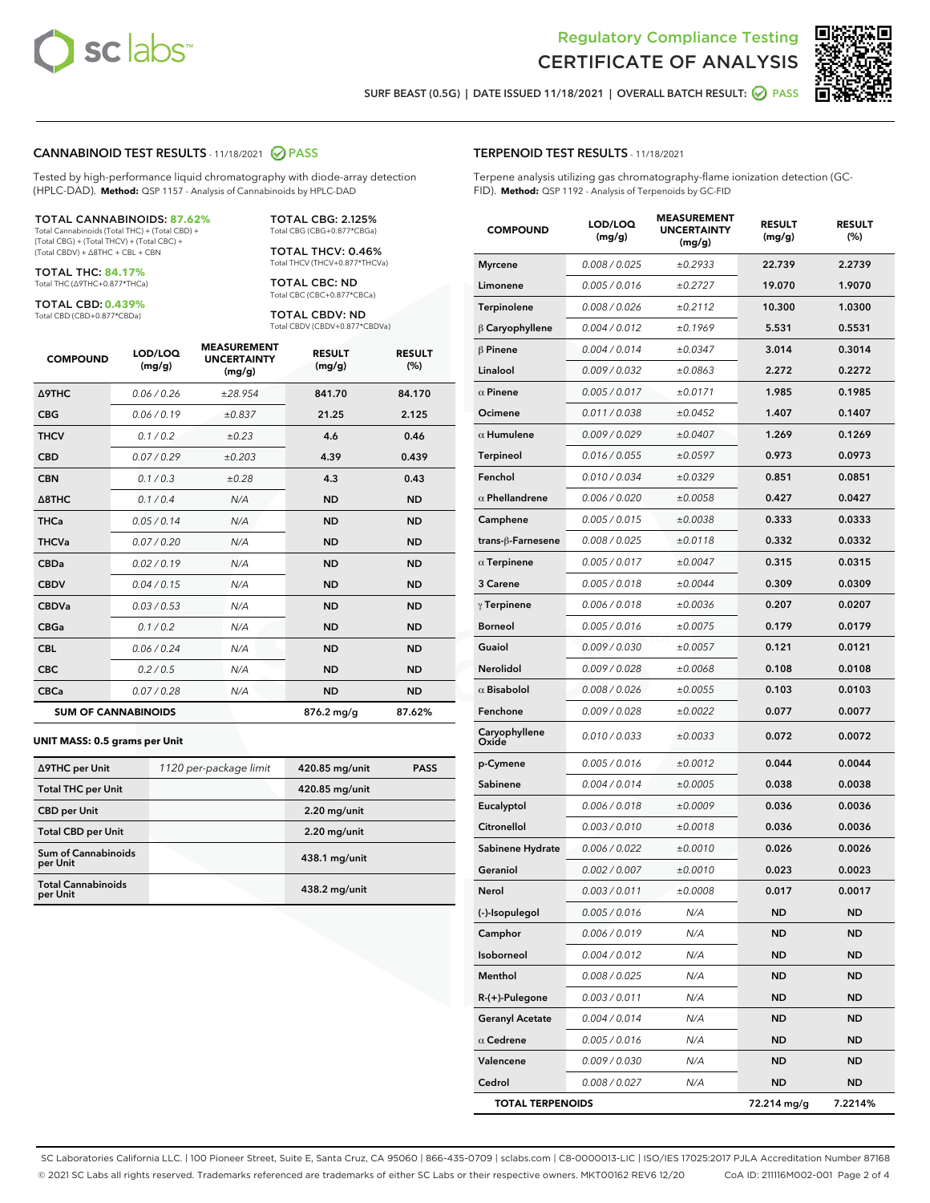# Regulatory Compliance Testing
# CERTIFICATE OF ANALYSIS

SURF BEAST (0.5G) | DATE ISSUED 11/18/2021 | OVERALL BATCH RESULT: PASS

## CANNABINOID TEST RESULTS - 11/18/2021 PASS

Tested by high-performance liquid chromatography with diode-array detection (HPLC-DAD). **Method:** QSP 1157 - Analysis of Cannabinoids by HPLC-DAD

**TOTAL CANNABINOIDS: 87.62%**
Total Cannabinoids (Total THC) + (Total CBD) + (Total CBG) + (Total THCV) + (Total CBC) + (Total CBDV) + Δ8THC + CBL + CBN

**TOTAL THC: 84.17%**
Total THC (Δ9THC+0.877*THCa)

**TOTAL CBD: 0.439%**
Total CBD (CBD+0.877*CBDa)

**TOTAL CBG: 2.125%**
Total CBG (CBG+0.877*CBGa)

**TOTAL THCV: 0.46%**
Total THCV (THCV+0.877*THCVa)

**TOTAL CBC: ND**
Total CBC (CBC+0.877*CBCa)

**TOTAL CBDV: ND**
Total CBDV (CBDV+0.877*CBDVa)

| COMPOUND | LOD/LOQ (mg/g) | MEASUREMENT UNCERTAINTY (mg/g) | RESULT (mg/g) | RESULT (%) |
|---|---|---|---|---|
| Δ9THC | 0.06 / 0.26 | ±28.954 | 841.70 | 84.170 |
| CBG | 0.06 / 0.19 | ±0.837 | 21.25 | 2.125 |
| THCV | 0.1 / 0.2 | ±0.23 | 4.6 | 0.46 |
| CBD | 0.07 / 0.29 | ±0.203 | 4.39 | 0.439 |
| CBN | 0.1 / 0.3 | ±0.28 | 4.3 | 0.43 |
| Δ8THC | 0.1 / 0.4 | N/A | ND | ND |
| THCa | 0.05 / 0.14 | N/A | ND | ND |
| THCVa | 0.07 / 0.20 | N/A | ND | ND |
| CBDa | 0.02 / 0.19 | N/A | ND | ND |
| CBDV | 0.04 / 0.15 | N/A | ND | ND |
| CBDVa | 0.03 / 0.53 | N/A | ND | ND |
| CBGa | 0.1 / 0.2 | N/A | ND | ND |
| CBL | 0.06 / 0.24 | N/A | ND | ND |
| CBC | 0.2 / 0.5 | N/A | ND | ND |
| CBCa | 0.07 / 0.28 | N/A | ND | ND |
| **SUM OF CANNABINOIDS** | | | 876.2 mg/g | 87.62% |

**UNIT MASS: 0.5 grams per Unit**

| Δ9THC per Unit | 1120 per-package limit | 420.85 mg/unit | PASS |
|---|---|---|---|
| Total THC per Unit | | 420.85 mg/unit | |
| CBD per Unit | | 2.20 mg/unit | |
| Total CBD per Unit | | 2.20 mg/unit | |
| Sum of Cannabinoids per Unit | | 438.1 mg/unit | |
| Total Cannabinoids per Unit | | 438.2 mg/unit | |

## TERPENOID TEST RESULTS - 11/18/2021

Terpene analysis utilizing gas chromatography-flame ionization detection (GC-FID). **Method:** QSP 1192 - Analysis of Terpenoids by GC-FID

| COMPOUND | LOD/LOQ (mg/g) | MEASUREMENT UNCERTAINTY (mg/g) | RESULT (mg/g) | RESULT (%) |
|---|---|---|---|---|
| Myrcene | 0.008 / 0.025 | ±0.2933 | 22.739 | 2.2739 |
| Limonene | 0.005 / 0.016 | ±0.2727 | 19.070 | 1.9070 |
| Terpinolene | 0.008 / 0.026 | ±0.2112 | 10.300 | 1.0300 |
| β Caryophyllene | 0.004 / 0.012 | ±0.1969 | 5.531 | 0.5531 |
| β Pinene | 0.004 / 0.014 | ±0.0347 | 3.014 | 0.3014 |
| Linalool | 0.009 / 0.032 | ±0.0863 | 2.272 | 0.2272 |
| α Pinene | 0.005 / 0.017 | ±0.0171 | 1.985 | 0.1985 |
| Ocimene | 0.011 / 0.038 | ±0.0452 | 1.407 | 0.1407 |
| α Humulene | 0.009 / 0.029 | ±0.0407 | 1.269 | 0.1269 |
| Terpineol | 0.016 / 0.055 | ±0.0597 | 0.973 | 0.0973 |
| Fenchol | 0.010 / 0.034 | ±0.0329 | 0.851 | 0.0851 |
| α Phellandrene | 0.006 / 0.020 | ±0.0058 | 0.427 | 0.0427 |
| Camphene | 0.005 / 0.015 | ±0.0038 | 0.333 | 0.0333 |
| trans-β-Farnesene | 0.008 / 0.025 | ±0.0118 | 0.332 | 0.0332 |
| α Terpinene | 0.005 / 0.017 | ±0.0047 | 0.315 | 0.0315 |
| 3 Carene | 0.005 / 0.018 | ±0.0044 | 0.309 | 0.0309 |
| γ Terpinene | 0.006 / 0.018 | ±0.0036 | 0.207 | 0.0207 |
| Borneol | 0.005 / 0.016 | ±0.0075 | 0.179 | 0.0179 |
| Guaiol | 0.009 / 0.030 | ±0.0057 | 0.121 | 0.0121 |
| Nerolidol | 0.009 / 0.028 | ±0.0068 | 0.108 | 0.0108 |
| α Bisabolol | 0.008 / 0.026 | ±0.0055 | 0.103 | 0.0103 |
| Fenchone | 0.009 / 0.028 | ±0.0022 | 0.077 | 0.0077 |
| Caryophyllene Oxide | 0.010 / 0.033 | ±0.0033 | 0.072 | 0.0072 |
| p-Cymene | 0.005 / 0.016 | ±0.0012 | 0.044 | 0.0044 |
| Sabinene | 0.004 / 0.014 | ±0.0005 | 0.038 | 0.0038 |
| Eucalyptol | 0.006 / 0.018 | ±0.0009 | 0.036 | 0.0036 |
| Citronellol | 0.003 / 0.010 | ±0.0018 | 0.036 | 0.0036 |
| Sabinene Hydrate | 0.006 / 0.022 | ±0.0010 | 0.026 | 0.0026 |
| Geraniol | 0.002 / 0.007 | ±0.0010 | 0.023 | 0.0023 |
| Nerol | 0.003 / 0.011 | ±0.0008 | 0.017 | 0.0017 |
| (-)-Isopulegol | 0.005 / 0.016 | N/A | ND | ND |
| Camphor | 0.006 / 0.019 | N/A | ND | ND |
| Isoborneol | 0.004 / 0.012 | N/A | ND | ND |
| Menthol | 0.008 / 0.025 | N/A | ND | ND |
| R-(+)-Pulegone | 0.003 / 0.011 | N/A | ND | ND |
| Geranyl Acetate | 0.004 / 0.014 | N/A | ND | ND |
| α Cedrene | 0.005 / 0.016 | N/A | ND | ND |
| Valencene | 0.009 / 0.030 | N/A | ND | ND |
| Cedrol | 0.008 / 0.027 | N/A | ND | ND |
| **TOTAL TERPENOIDS** | | | 72.214 mg/g | 7.2214% |

SC Laboratories California LLC. | 100 Pioneer Street, Suite E, Santa Cruz, CA 95060 | 866-435-0709 | sclabs.com | C8-0000013-LIC | ISO/IES 17025:2017 PJLA Accreditation Number 87168
© 2021 SC Labs all rights reserved. Trademarks referenced are trademarks of either SC Labs or their respective owners. MKT00162 REV6 12/20 CoA ID: 211116M002-001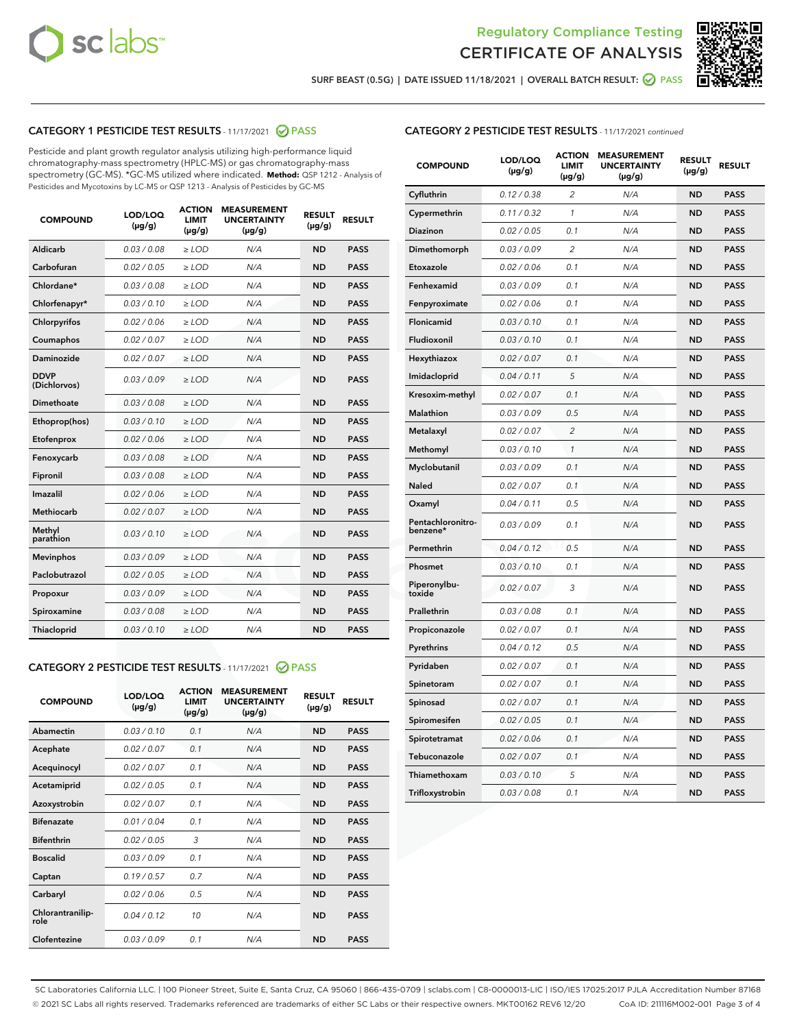SURF BEAST (0.5G) | DATE ISSUED 11/18/2021 | OVERALL BATCH RESULT: PASS

## CATEGORY 1 PESTICIDE TEST RESULTS - 11/17/2021 PASS

Pesticide and plant growth regulator analysis utilizing high-performance liquid chromatography-mass spectrometry (HPLC-MS) or gas chromatography-mass spectrometry (GC-MS). *GC-MS utilized where indicated. **Method:** QSP 1212 - Analysis of Pesticides and Mycotoxins by LC-MS or QSP 1213 - Analysis of Pesticides by GC-MS

| COMPOUND | LOD/LOQ (µg/g) | ACTION LIMIT (µg/g) | MEASUREMENT UNCERTAINTY (µg/g) | RESULT (µg/g) | RESULT |
|---|---|---|---|---|---|
| Aldicarb | 0.03 / 0.08 | ≥ LOD | N/A | ND | PASS |
| Carbofuran | 0.02 / 0.05 | ≥ LOD | N/A | ND | PASS |
| Chlordane* | 0.03 / 0.08 | ≥ LOD | N/A | ND | PASS |
| Chlorfenapyr* | 0.03 / 0.10 | ≥ LOD | N/A | ND | PASS |
| Chlorpyrifos | 0.02 / 0.06 | ≥ LOD | N/A | ND | PASS |
| Coumaphos | 0.02 / 0.07 | ≥ LOD | N/A | ND | PASS |
| Daminozide | 0.02 / 0.07 | ≥ LOD | N/A | ND | PASS |
| DDVP (Dichlorvos) | 0.03 / 0.09 | ≥ LOD | N/A | ND | PASS |
| Dimethoate | 0.03 / 0.08 | ≥ LOD | N/A | ND | PASS |
| Ethoprop(hos) | 0.03 / 0.10 | ≥ LOD | N/A | ND | PASS |
| Etofenprox | 0.02 / 0.06 | ≥ LOD | N/A | ND | PASS |
| Fenoxycarb | 0.03 / 0.08 | ≥ LOD | N/A | ND | PASS |
| Fipronil | 0.03 / 0.08 | ≥ LOD | N/A | ND | PASS |
| Imazalil | 0.02 / 0.06 | ≥ LOD | N/A | ND | PASS |
| Methiocarb | 0.02 / 0.07 | ≥ LOD | N/A | ND | PASS |
| Methyl parathion | 0.03 / 0.10 | ≥ LOD | N/A | ND | PASS |
| Mevinphos | 0.03 / 0.09 | ≥ LOD | N/A | ND | PASS |
| Paclobutrazol | 0.02 / 0.05 | ≥ LOD | N/A | ND | PASS |
| Propoxur | 0.03 / 0.09 | ≥ LOD | N/A | ND | PASS |
| Spiroxamine | 0.03 / 0.08 | ≥ LOD | N/A | ND | PASS |
| Thiacloprid | 0.03 / 0.10 | ≥ LOD | N/A | ND | PASS |

## CATEGORY 2 PESTICIDE TEST RESULTS - 11/17/2021 PASS

| COMPOUND | LOD/LOQ (µg/g) | ACTION LIMIT (µg/g) | MEASUREMENT UNCERTAINTY (µg/g) | RESULT (µg/g) | RESULT |
|---|---|---|---|---|---|
| Abamectin | 0.03 / 0.10 | 0.1 | N/A | ND | PASS |
| Acephate | 0.02 / 0.07 | 0.1 | N/A | ND | PASS |
| Acequinocyl | 0.02 / 0.07 | 0.1 | N/A | ND | PASS |
| Acetamiprid | 0.02 / 0.05 | 0.1 | N/A | ND | PASS |
| Azoxystrobin | 0.02 / 0.07 | 0.1 | N/A | ND | PASS |
| Bifenazate | 0.01 / 0.04 | 0.1 | N/A | ND | PASS |
| Bifenthrin | 0.02 / 0.05 | 3 | N/A | ND | PASS |
| Boscalid | 0.03 / 0.09 | 0.1 | N/A | ND | PASS |
| Captan | 0.19 / 0.57 | 0.7 | N/A | ND | PASS |
| Carbaryl | 0.02 / 0.06 | 0.5 | N/A | ND | PASS |
| Chlorantraniliprole | 0.04 / 0.12 | 10 | N/A | ND | PASS |
| Clofentezine | 0.03 / 0.09 | 0.1 | N/A | ND | PASS |
| Cyfluthrin | 0.12 / 0.38 | 2 | N/A | ND | PASS |
| Cypermethrin | 0.11 / 0.32 | 1 | N/A | ND | PASS |
| Diazinon | 0.02 / 0.05 | 0.1 | N/A | ND | PASS |
| Dimethomorph | 0.03 / 0.09 | 2 | N/A | ND | PASS |
| Etoxazole | 0.02 / 0.06 | 0.1 | N/A | ND | PASS |
| Fenhexamid | 0.03 / 0.09 | 0.1 | N/A | ND | PASS |
| Fenpyroximate | 0.02 / 0.06 | 0.1 | N/A | ND | PASS |
| Flonicamid | 0.03 / 0.10 | 0.1 | N/A | ND | PASS |
| Fludioxonil | 0.03 / 0.10 | 0.1 | N/A | ND | PASS |
| Hexythiazox | 0.02 / 0.07 | 0.1 | N/A | ND | PASS |
| Imidacloprid | 0.04 / 0.11 | 5 | N/A | ND | PASS |
| Kresoxim-methyl | 0.02 / 0.07 | 0.1 | N/A | ND | PASS |
| Malathion | 0.03 / 0.09 | 0.5 | N/A | ND | PASS |
| Metalaxyl | 0.02 / 0.07 | 2 | N/A | ND | PASS |
| Methomyl | 0.03 / 0.10 | 1 | N/A | ND | PASS |
| Myclobutanil | 0.03 / 0.09 | 0.1 | N/A | ND | PASS |
| Naled | 0.02 / 0.07 | 0.1 | N/A | ND | PASS |
| Oxamyl | 0.04 / 0.11 | 0.5 | N/A | ND | PASS |
| Pentachloronitrobenzene* | 0.03 / 0.09 | 0.1 | N/A | ND | PASS |
| Permethrin | 0.04 / 0.12 | 0.5 | N/A | ND | PASS |
| Phosmet | 0.03 / 0.10 | 0.1 | N/A | ND | PASS |
| Piperonylbutoxide | 0.02 / 0.07 | 3 | N/A | ND | PASS |
| Prallethrin | 0.03 / 0.08 | 0.1 | N/A | ND | PASS |
| Propiconazole | 0.02 / 0.07 | 0.1 | N/A | ND | PASS |
| Pyrethrins | 0.04 / 0.12 | 0.5 | N/A | ND | PASS |
| Pyridaben | 0.02 / 0.07 | 0.1 | N/A | ND | PASS |
| Spinetoram | 0.02 / 0.07 | 0.1 | N/A | ND | PASS |
| Spinosad | 0.02 / 0.07 | 0.1 | N/A | ND | PASS |
| Spiromesifen | 0.02 / 0.05 | 0.1 | N/A | ND | PASS |
| Spirotetramat | 0.02 / 0.06 | 0.1 | N/A | ND | PASS |
| Tebuconazole | 0.02 / 0.07 | 0.1 | N/A | ND | PASS |
| Thiamethoxam | 0.03 / 0.10 | 5 | N/A | ND | PASS |
| Trifloxystrobin | 0.03 / 0.08 | 0.1 | N/A | ND | PASS |

SC Laboratories California LLC. | 100 Pioneer Street, Suite E, Santa Cruz, CA 95060 | 866-435-0709 | sclabs.com | C8-0000013-LIC | ISO/IES 17025:2017 PJLA Accreditation Number 87168
© 2021 SC Labs all rights reserved. Trademarks referenced are trademarks of either SC Labs or their respective owners. MKT00162 REV6 12/20 CoA ID: 211116M002-001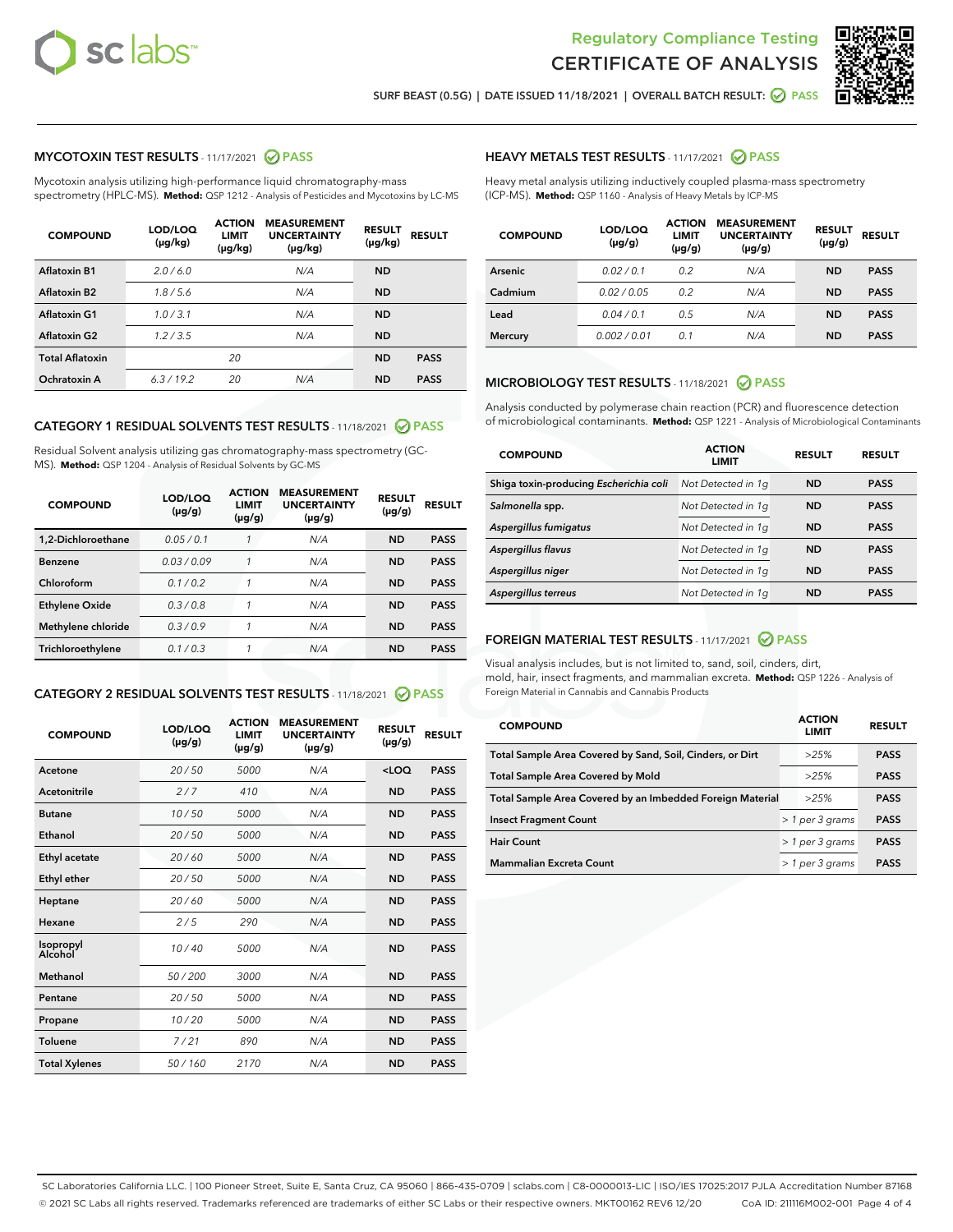Regulatory Compliance Testing
CERTIFICATE OF ANALYSIS

SURF BEAST (0.5G) | DATE ISSUED 11/18/2021 | OVERALL BATCH RESULT: PASS

## MYCOTOXIN TEST RESULTS - 11/17/2021 PASS

Mycotoxin analysis utilizing high-performance liquid chromatography-mass spectrometry (HPLC-MS). **Method:** QSP 1212 - Analysis of Pesticides and Mycotoxins by LC-MS

| COMPOUND | LOD/LOQ (µg/kg) | ACTION LIMIT (µg/kg) | MEASUREMENT UNCERTAINTY (µg/kg) | RESULT (µg/kg) | RESULT |
|---|---|---|---|---|---|
| Aflatoxin B1 | 2.0 / 6.0 | | N/A | ND | |
| Aflatoxin B2 | 1.8 / 5.6 | | N/A | ND | |
| Aflatoxin G1 | 1.0 / 3.1 | | N/A | ND | |
| Aflatoxin G2 | 1.2 / 3.5 | | N/A | ND | |
| Total Aflatoxin | | 20 | | ND | PASS |
| Ochratoxin A | 6.3 / 19.2 | 20 | N/A | ND | PASS |

## CATEGORY 1 RESIDUAL SOLVENTS TEST RESULTS - 11/18/2021 PASS

Residual Solvent analysis utilizing gas chromatography-mass spectrometry (GC-MS). **Method:** QSP 1204 - Analysis of Residual Solvents by GC-MS

| COMPOUND | LOD/LOQ (µg/g) | ACTION LIMIT (µg/g) | MEASUREMENT UNCERTAINTY (µg/g) | RESULT (µg/g) | RESULT |
|---|---|---|---|---|---|
| 1,2-Dichloroethane | 0.05 / 0.1 | 1 | N/A | ND | PASS |
| Benzene | 0.03 / 0.09 | 1 | N/A | ND | PASS |
| Chloroform | 0.1 / 0.2 | 1 | N/A | ND | PASS |
| Ethylene Oxide | 0.3 / 0.8 | 1 | N/A | ND | PASS |
| Methylene chloride | 0.3 / 0.9 | 1 | N/A | ND | PASS |
| Trichloroethylene | 0.1 / 0.3 | 1 | N/A | ND | PASS |

## CATEGORY 2 RESIDUAL SOLVENTS TEST RESULTS - 11/18/2021 PASS

| COMPOUND | LOD/LOQ (µg/g) | ACTION LIMIT (µg/g) | MEASUREMENT UNCERTAINTY (µg/g) | RESULT (µg/g) | RESULT |
|---|---|---|---|---|---|
| Acetone | 20 / 50 | 5000 | N/A | <LOQ | PASS |
| Acetonitrile | 2 / 7 | 410 | N/A | ND | PASS |
| Butane | 10 / 50 | 5000 | N/A | ND | PASS |
| Ethanol | 20 / 50 | 5000 | N/A | ND | PASS |
| Ethyl acetate | 20 / 60 | 5000 | N/A | ND | PASS |
| Ethyl ether | 20 / 50 | 5000 | N/A | ND | PASS |
| Heptane | 20 / 60 | 5000 | N/A | ND | PASS |
| Hexane | 2 / 5 | 290 | N/A | ND | PASS |
| Isopropyl Alcohol | 10 / 40 | 5000 | N/A | ND | PASS |
| Methanol | 50 / 200 | 3000 | N/A | ND | PASS |
| Pentane | 20 / 50 | 5000 | N/A | ND | PASS |
| Propane | 10 / 20 | 5000 | N/A | ND | PASS |
| Toluene | 7 / 21 | 890 | N/A | ND | PASS |
| Total Xylenes | 50 / 160 | 2170 | N/A | ND | PASS |

## HEAVY METALS TEST RESULTS - 11/17/2021 PASS

Heavy metal analysis utilizing inductively coupled plasma-mass spectrometry (ICP-MS). **Method:** QSP 1160 - Analysis of Heavy Metals by ICP-MS

| COMPOUND | LOD/LOQ (µg/g) | ACTION LIMIT (µg/g) | MEASUREMENT UNCERTAINTY (µg/g) | RESULT (µg/g) | RESULT |
|---|---|---|---|---|---|
| Arsenic | 0.02 / 0.1 | 0.2 | N/A | ND | PASS |
| Cadmium | 0.02 / 0.05 | 0.2 | N/A | ND | PASS |
| Lead | 0.04 / 0.1 | 0.5 | N/A | ND | PASS |
| Mercury | 0.002 / 0.01 | 0.1 | N/A | ND | PASS |

## MICROBIOLOGY TEST RESULTS - 11/18/2021 PASS

Analysis conducted by polymerase chain reaction (PCR) and fluorescence detection of microbiological contaminants. **Method:** QSP 1221 - Analysis of Microbiological Contaminants

| COMPOUND | ACTION LIMIT | RESULT | RESULT |
|---|---|---|---|
| Shiga toxin-producing *Escherichia coli* | Not Detected in 1g | ND | PASS |
| *Salmonella* spp. | Not Detected in 1g | ND | PASS |
| *Aspergillus fumigatus* | Not Detected in 1g | ND | PASS |
| *Aspergillus flavus* | Not Detected in 1g | ND | PASS |
| *Aspergillus niger* | Not Detected in 1g | ND | PASS |
| *Aspergillus terreus* | Not Detected in 1g | ND | PASS |

## FOREIGN MATERIAL TEST RESULTS - 11/17/2021 PASS

Visual analysis includes, but is not limited to, sand, soil, cinders, dirt, mold, hair, insect fragments, and mammalian excreta. **Method:** QSP 1226 - Analysis of Foreign Material in Cannabis and Cannabis Products

| COMPOUND | ACTION LIMIT | RESULT |
|---|---|---|
| Total Sample Area Covered by Sand, Soil, Cinders, or Dirt | >25% | PASS |
| Total Sample Area Covered by Mold | >25% | PASS |
| Total Sample Area Covered by an Imbedded Foreign Material | >25% | PASS |
| Insect Fragment Count | > 1 per 3 grams | PASS |
| Hair Count | > 1 per 3 grams | PASS |
| Mammalian Excreta Count | > 1 per 3 grams | PASS |

SC Laboratories California LLC. | 100 Pioneer Street, Suite E, Santa Cruz, CA 95060 | 866-435-0709 | sclabs.com | C8-0000013-LIC | ISO/IES 17025:2017 PJLA Accreditation Number 87168
© 2021 SC Labs all rights reserved. Trademarks referenced are trademarks of either SC Labs or their respective owners. MKT00162 REV6 12/20 CoA ID: 211116M002-001